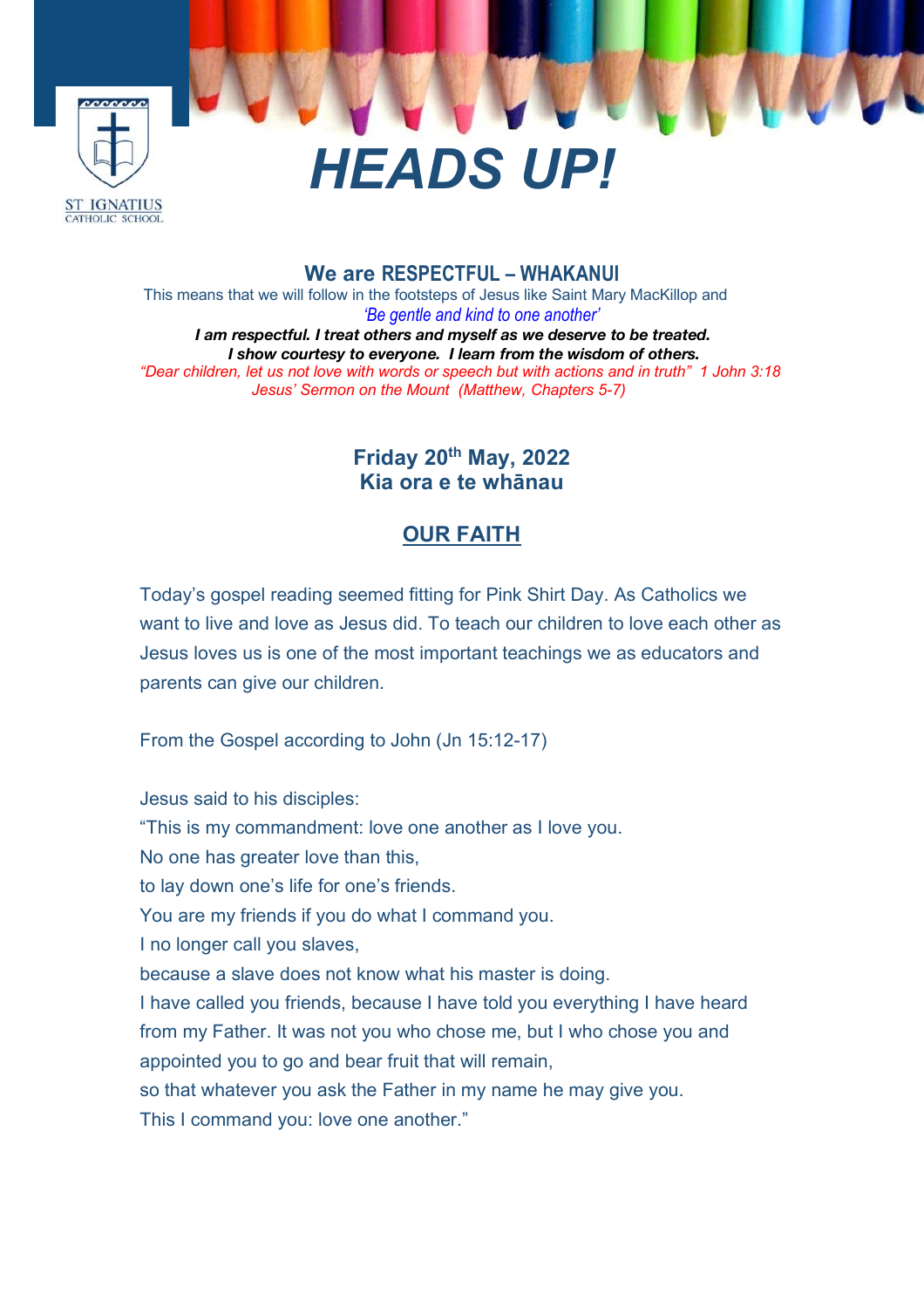ST IGNATIUS
CATHOLIC SCHOOL

# HEADS UP!

**We are RESPECTFUL – WHAKANUI**

This means that we will follow in the footsteps of Jesus like Saint Mary MacKillop and

*'Be gentle and kind to one another'*

***I am respectful. I treat others and myself as we deserve to be treated.***
***I show courtesy to everyone. I learn from the wisdom of others.***

*"Dear children, let us not love with words or speech but with actions and in truth" 1 John 3:18*
*Jesus' Sermon on the Mount (Matthew, Chapters 5-7)*

**Friday 20th May, 2022**
**Kia ora e te whānau**

## OUR FAITH

Today's gospel reading seemed fitting for Pink Shirt Day. As Catholics we want to live and love as Jesus did. To teach our children to love each other as Jesus loves us is one of the most important teachings we as educators and parents can give our children.

From the Gospel according to John (Jn 15:12-17)

Jesus said to his disciples:
"This is my commandment: love one another as I love you.
No one has greater love than this,
to lay down one's life for one's friends.
You are my friends if you do what I command you.
I no longer call you slaves,
because a slave does not know what his master is doing.
I have called you friends, because I have told you everything I have heard from my Father. It was not you who chose me, but I who chose you and appointed you to go and bear fruit that will remain,
so that whatever you ask the Father in my name he may give you.
This I command you: love one another."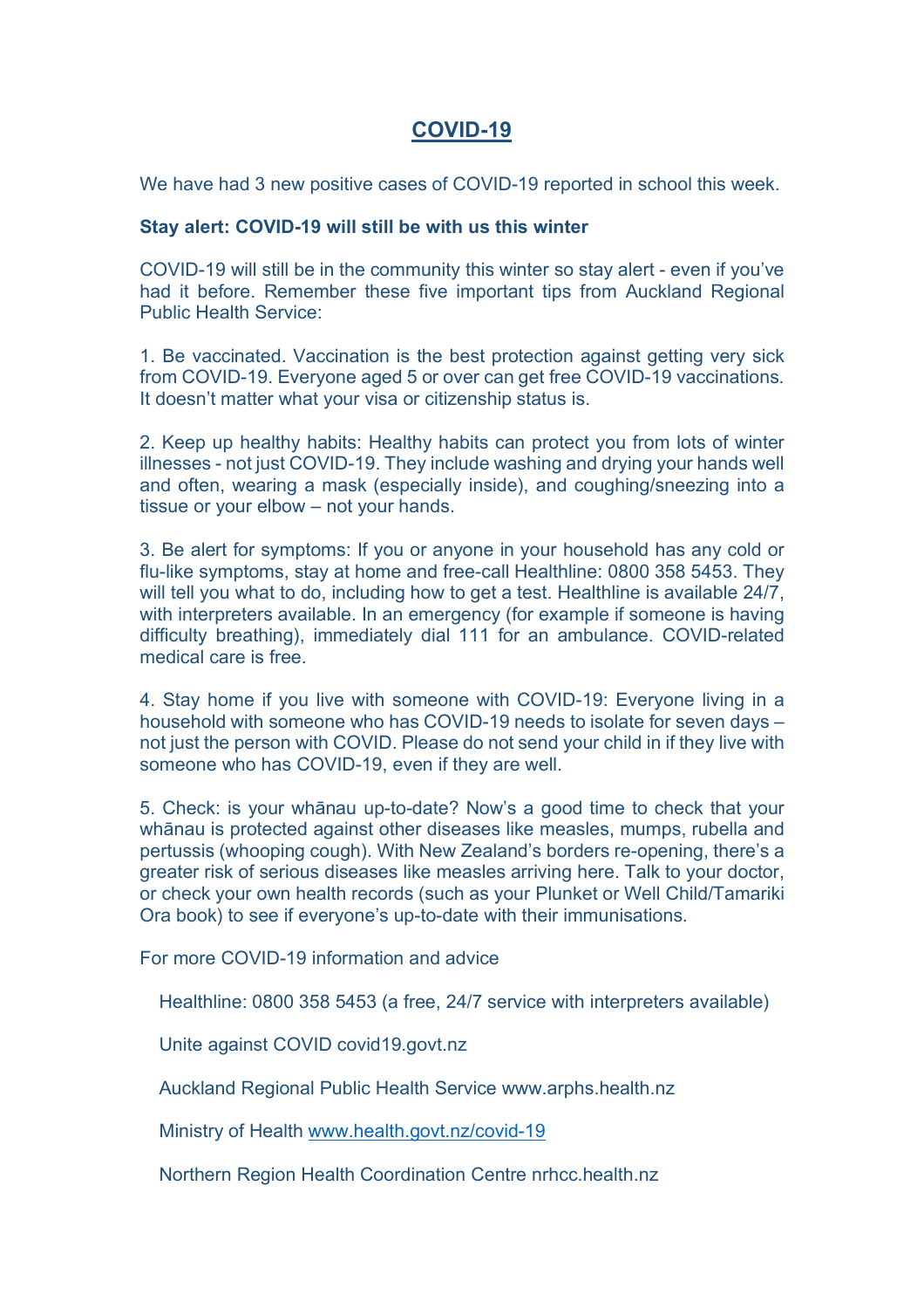# COVID-19

We have had 3 new positive cases of COVID-19 reported in school this week.

**Stay alert: COVID-19 will still be with us this winter**

COVID-19 will still be in the community this winter so stay alert - even if you've had it before. Remember these five important tips from Auckland Regional Public Health Service:

1. Be vaccinated. Vaccination is the best protection against getting very sick from COVID-19. Everyone aged 5 or over can get free COVID-19 vaccinations. It doesn't matter what your visa or citizenship status is.

2. Keep up healthy habits: Healthy habits can protect you from lots of winter illnesses - not just COVID-19. They include washing and drying your hands well and often, wearing a mask (especially inside), and coughing/sneezing into a tissue or your elbow – not your hands.

3. Be alert for symptoms: If you or anyone in your household has any cold or flu-like symptoms, stay at home and free-call Healthline: 0800 358 5453. They will tell you what to do, including how to get a test. Healthline is available 24/7, with interpreters available. In an emergency (for example if someone is having difficulty breathing), immediately dial 111 for an ambulance. COVID-related medical care is free.

4. Stay home if you live with someone with COVID-19: Everyone living in a household with someone who has COVID-19 needs to isolate for seven days – not just the person with COVID. Please do not send your child in if they live with someone who has COVID-19, even if they are well.

5. Check: is your whānau up-to-date? Now's a good time to check that your whānau is protected against other diseases like measles, mumps, rubella and pertussis (whooping cough). With New Zealand's borders re-opening, there's a greater risk of serious diseases like measles arriving here. Talk to your doctor, or check your own health records (such as your Plunket or Well Child/Tamariki Ora book) to see if everyone's up-to-date with their immunisations.

For more COVID-19 information and advice

Healthline: 0800 358 5453 (a free, 24/7 service with interpreters available)

Unite against COVID covid19.govt.nz

Auckland Regional Public Health Service www.arphs.health.nz

Ministry of Health [www.health.govt.nz/covid-19](www.health.govt.nz/covid-19)

Northern Region Health Coordination Centre nrhcc.health.nz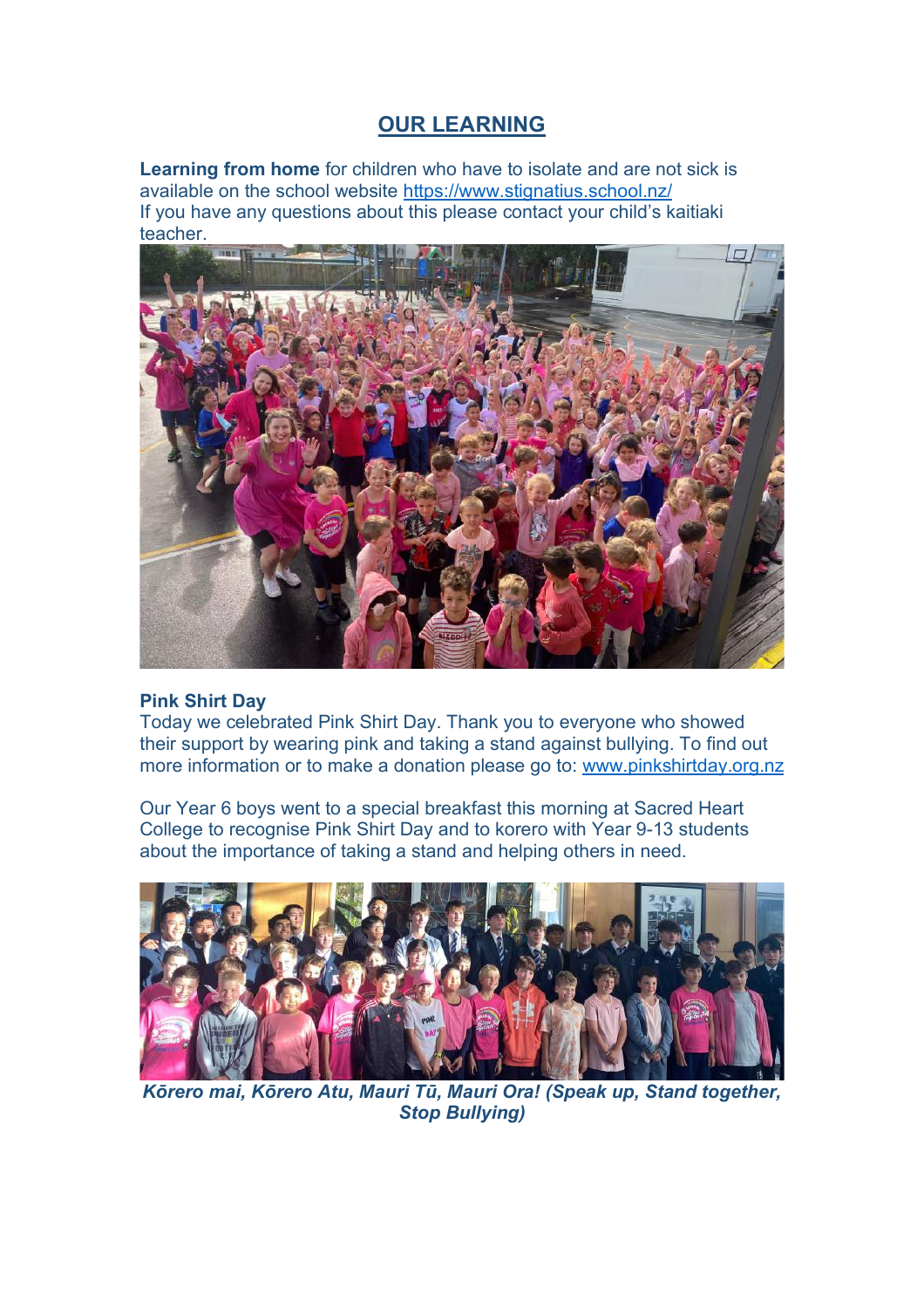## OUR LEARNING

**Learning from home** for children who have to isolate and are not sick is available on the school website https://www.stignatius.school.nz/
If you have any questions about this please contact your child's kaitiaki teacher.

**Pink Shirt Day**
Today we celebrated Pink Shirt Day. Thank you to everyone who showed their support by wearing pink and taking a stand against bullying. To find out more information or to make a donation please go to: www.pinkshirtday.org.nz

Our Year 6 boys went to a special breakfast this morning at Sacred Heart College to recognise Pink Shirt Day and to korero with Year 9-13 students about the importance of taking a stand and helping others in need.

***Kōrero mai, Kōrero Atu, Mauri Tū, Mauri Ora! (Speak up, Stand together, Stop Bullying)***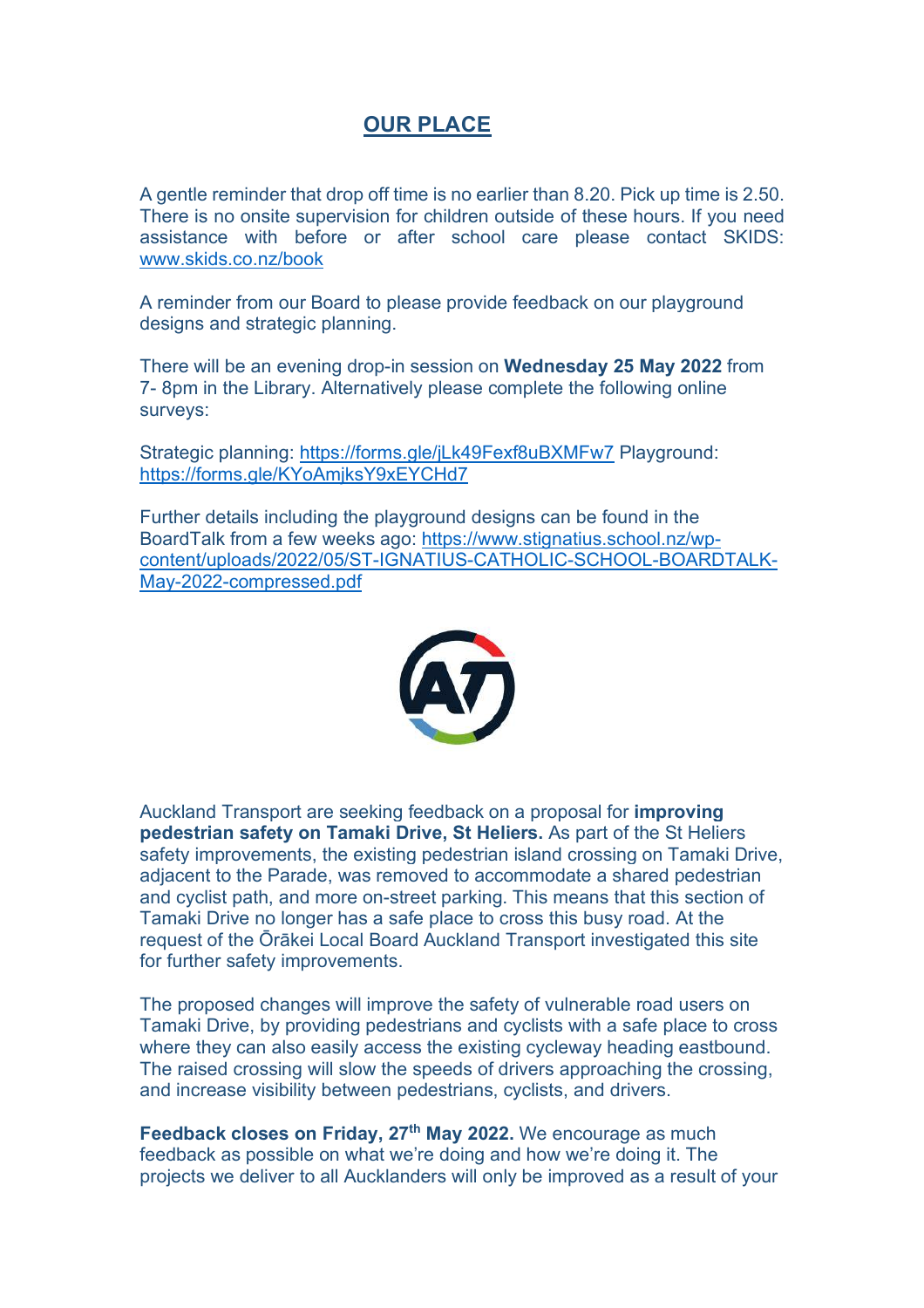# OUR PLACE

A gentle reminder that drop off time is no earlier than 8.20. Pick up time is 2.50. There is no onsite supervision for children outside of these hours. If you need assistance with before or after school care please contact SKIDS: www.skids.co.nz/book

A reminder from our Board to please provide feedback on our playground designs and strategic planning.

There will be an evening drop-in session on **Wednesday 25 May 2022** from 7- 8pm in the Library. Alternatively please complete the following online surveys:

Strategic planning: https://forms.gle/jLk49Fexf8uBXMFw7 Playground: https://forms.gle/KYoAmjksY9xEYCHd7

Further details including the playground designs can be found in the BoardTalk from a few weeks ago: https://www.stignatius.school.nz/wp-content/uploads/2022/05/ST-IGNATIUS-CATHOLIC-SCHOOL-BOARDTALK-May-2022-compressed.pdf

Auckland Transport are seeking feedback on a proposal for **improving pedestrian safety on Tamaki Drive, St Heliers.** As part of the St Heliers safety improvements, the existing pedestrian island crossing on Tamaki Drive, adjacent to the Parade, was removed to accommodate a shared pedestrian and cyclist path, and more on-street parking. This means that this section of Tamaki Drive no longer has a safe place to cross this busy road. At the request of the Ōrākei Local Board Auckland Transport investigated this site for further safety improvements.

The proposed changes will improve the safety of vulnerable road users on Tamaki Drive, by providing pedestrians and cyclists with a safe place to cross where they can also easily access the existing cycleway heading eastbound. The raised crossing will slow the speeds of drivers approaching the crossing, and increase visibility between pedestrians, cyclists, and drivers.

**Feedback closes on Friday, 27th May 2022.** We encourage as much feedback as possible on what we're doing and how we're doing it. The projects we deliver to all Aucklanders will only be improved as a result of your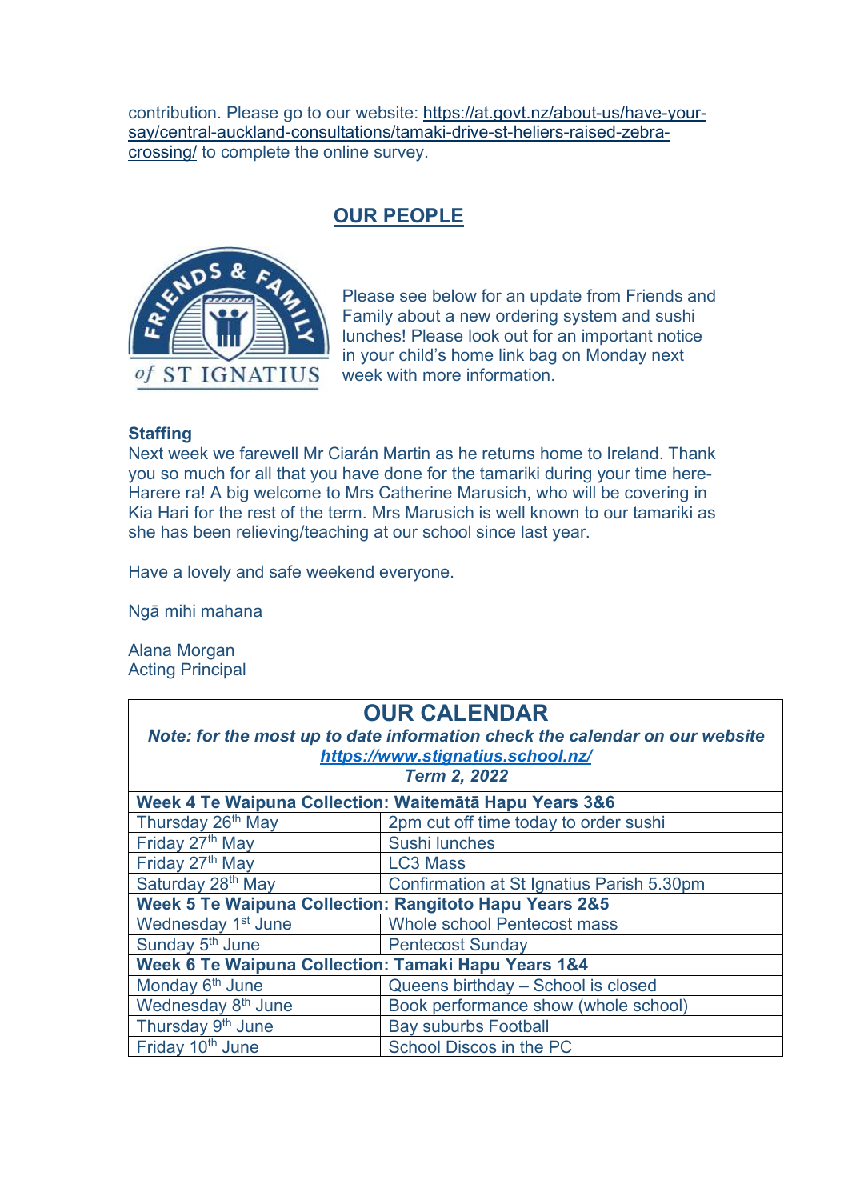contribution. Please go to our website: [https://at.govt.nz/about-us/have-your-say/central-auckland-consultations/tamaki-drive-st-heliers-raised-zebra-crossing/](https://at.govt.nz/about-us/have-your-say/central-auckland-consultations/tamaki-drive-st-heliers-raised-zebra-crossing/) to complete the online survey.

## OUR PEOPLE

Please see below for an update from Friends and Family about a new ordering system and sushi lunches! Please look out for an important notice in your child's home link bag on Monday next week with more information.

**Staffing**

Next week we farewell Mr Ciarán Martin as he returns home to Ireland. Thank you so much for all that you have done for the tamariki during your time here- Harere ra! A big welcome to Mrs Catherine Marusich, who will be covering in Kia Hari for the rest of the term. Mrs Marusich is well known to our tamariki as she has been relieving/teaching at our school since last year.

Have a lovely and safe weekend everyone.

Ngā mihi mahana

Alana Morgan
Acting Principal

| OUR CALENDAR<br>***Note: for the most up to date information check the calendar on our website [https://www.stignatius.school.nz/](https://www.stignatius.school.nz/)*** | |
|---|---|
| ***Term 2, 2022*** | |
| **Week 4 Te Waipuna Collection: Waitematā Hapu Years 3&6** | |
| Thursday 26th May | 2pm cut off time today to order sushi |
| Friday 27th May | Sushi lunches |
| Friday 27th May | LC3 Mass |
| Saturday 28th May | Confirmation at St Ignatius Parish 5.30pm |
| **Week 5 Te Waipuna Collection: Rangitoto Hapu Years 2&5** | |
| Wednesday 1st June | Whole school Pentecost mass |
| Sunday 5th June | Pentecost Sunday |
| **Week 6 Te Waipuna Collection: Tamaki Hapu Years 1&4** | |
| Monday 6th June | Queens birthday – School is closed |
| Wednesday 8th June | Book performance show (whole school) |
| Thursday 9th June | Bay suburbs Football |
| Friday 10th June | School Discos in the PC |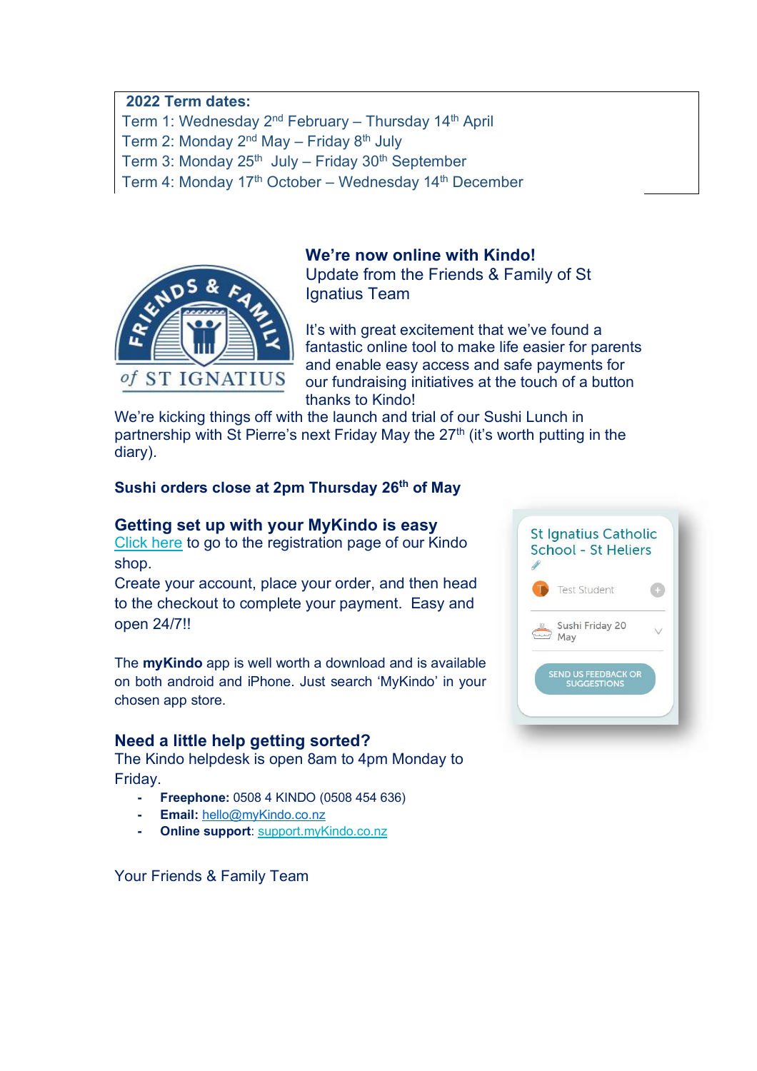**2022 Term dates:**
Term 1: Wednesday 2nd February – Thursday 14th April
Term 2: Monday 2nd May – Friday 8th July
Term 3: Monday 25th July – Friday 30th September
Term 4: Monday 17th October – Wednesday 14th December

**We're now online with Kindo!**
Update from the Friends & Family of St Ignatius Team

It's with great excitement that we've found a fantastic online tool to make life easier for parents and enable easy access and safe payments for our fundraising initiatives at the touch of a button thanks to Kindo!
We're kicking things off with the launch and trial of our Sushi Lunch in partnership with St Pierre's next Friday May the 27th (it's worth putting in the diary).

**Sushi orders close at 2pm Thursday 26th of May**

## Getting set up with your MyKindo is easy

[Click here] to go to the registration page of our Kindo shop.
Create your account, place your order, and then head to the checkout to complete your payment. Easy and open 24/7!!

The **myKindo** app is well worth a download and is available on both android and iPhone. Just search 'MyKindo' in your chosen app store.

St Ignatius Catholic School - St Heliers
Test Student
Sushi Friday 20 May
SEND US FEEDBACK OR SUGGESTIONS

## Need a little help getting sorted?

The Kindo helpdesk is open 8am to 4pm Monday to Friday.

- **Freephone:** 0508 4 KINDO (0508 454 636)
- **Email:** hello@myKindo.co.nz
- **Online support**: support.myKindo.co.nz

Your Friends & Family Team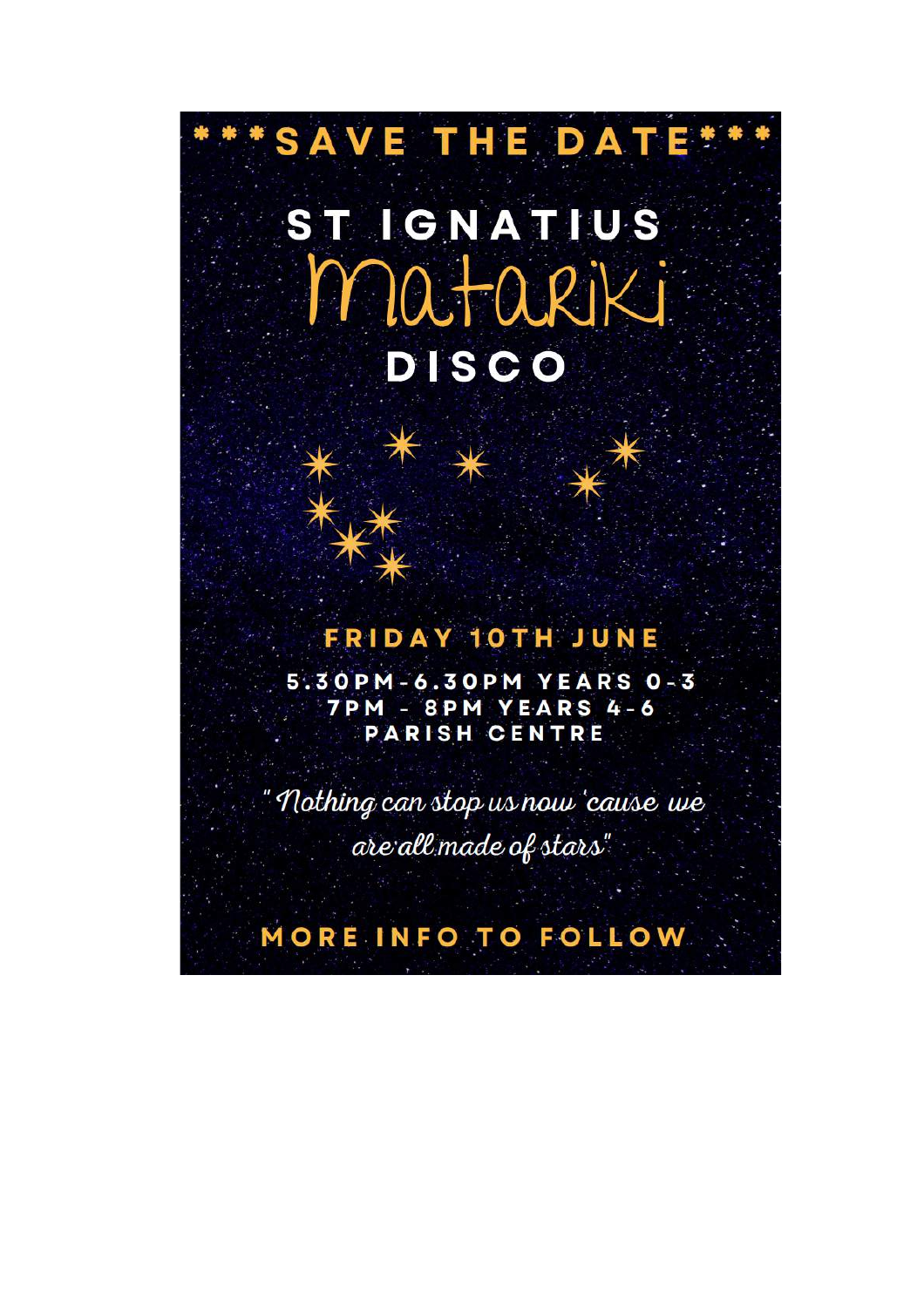***SAVE THE DATE***

# ST IGNATIUS Matariki DISCO

## FRIDAY 10TH JUNE

**5.30PM-6.30PM YEARS 0-3**
**7PM - 8PM YEARS 4-6**
**PARISH CENTRE**

*" Nothing can stop us now 'cause we are all made of stars"*

**MORE INFO TO FOLLOW**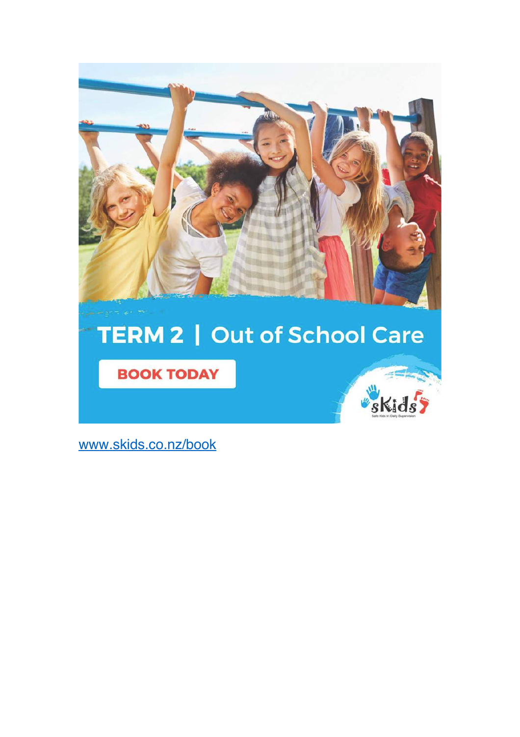TERM 2 | Out of School Care

BOOK TODAY

sKids

Safe Kids In Daily Supervision

www.skids.co.nz/book